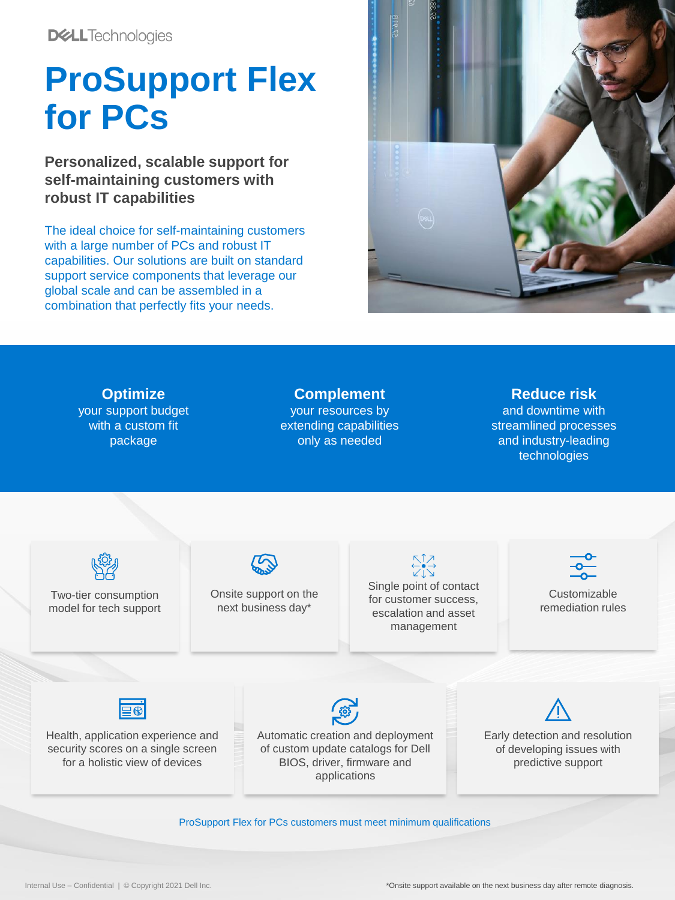Dell Technologies

# ProSupport Flex for PCs

## Personalized, scalable support for self-maintaining customers with robust IT capabilities

The ideal choice for self-maintaining customers with a large number of PCs and robust IT capabilities. Our solutions are built on standard support service components that leverage our global scale and can be assembled in a combination that perfectly fits your needs.

**Optimize**
your support budget with a custom fit package

**Complement**
your resources by extending capabilities only as needed

**Reduce risk**
and downtime with streamlined processes and industry-leading technologies

- Two-tier consumption model for tech support
- Onsite support on the next business day*
- Single point of contact for customer success, escalation and asset management
- Customizable remediation rules
- Health, application experience and security scores on a single screen for a holistic view of devices
- Automatic creation and deployment of custom update catalogs for Dell BIOS, driver, firmware and applications
- Early detection and resolution of developing issues with predictive support

ProSupport Flex for PCs customers must meet minimum qualifications

Internal Use – Confidential | © Copyright 2021 Dell Inc.

*Onsite support available on the next business day after remote diagnosis.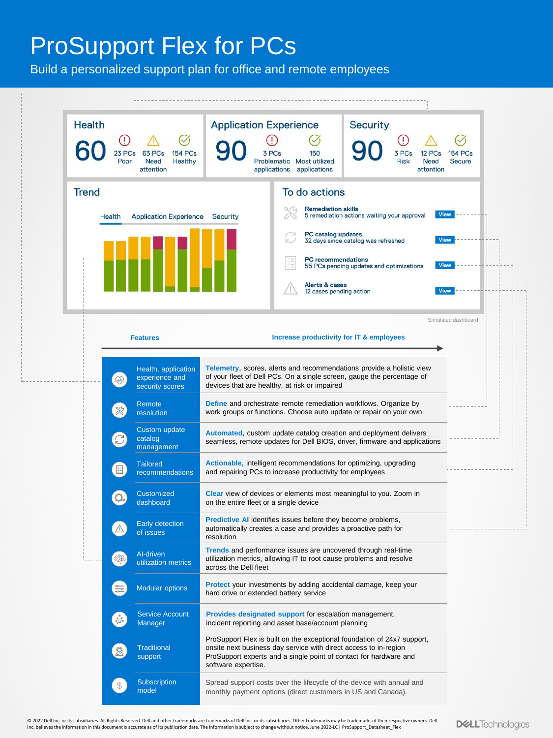# ProSupport Flex for PCs

Build a personalized support plan for office and remote employees

Health
60
23 PCs Poor
63 PCs Need attention
154 PCs Healthy

Application Experience
90
3 PCs Problematic applications
150 Most utilized applications

Security
90
3 PCs Risk
12 PCs Need attention
154 PCs Secure

Trend
Health Application Experience Security

To do actions

**Remediation skills**
5 remediation actions waiting your approval — View

**PC catalog updates**
32 days since catalog was refreshed — View

**PC recommendations**
55 PCs pending updates and optimizations — View

**Alerts & cases**
12 cases pending action — View

Simulated dashboard

| Features | Increase productivity for IT & employees |
| --- | --- |
| Health, application experience and security scores | **Telemetry,** scores, alerts and recommendations provide a holistic view of your fleet of Dell PCs. On a single screen, gauge the percentage of devices that are healthy, at risk or impaired |
| Remote resolution | **Define** and orchestrate remote remediation workflows. Organize by work groups or functions. Choose auto update or repair on your own |
| Custom update catalog management | **Automated,** custom update catalog creation and deployment delivers seamless, remote updates for Dell BIOS, driver, firmware and applications |
| Tailored recommendations | **Actionable,** intelligent recommendations for optimizing, upgrading and repairing PCs to increase productivity for employees |
| Customized dashboard | **Clear** view of devices or elements most meaningful to you. Zoom in on the entire fleet or a single device |
| Early detection of issues | **Predictive AI** identifies issues before they become problems, automatically creates a case and provides a proactive path for resolution |
| AI-driven utilization metrics | **Trends** and performance issues are uncovered through real-time utilization metrics, allowing IT to root cause problems and resolve across the Dell fleet |
| Modular options | **Protect** your investments by adding accidental damage, keep your hard drive or extended battery service |
| Service Account Manager | **Provides designated support** for escalation management, incident reporting and asset base/account planning |
| Traditional support | ProSupport Flex is built on the exceptional foundation of 24x7 support, onsite next business day service with direct access to in-region ProSupport experts and a single point of contact for hardware and software expertise. |
| Subscription model | Spread support costs over the lifecycle of the device with annual and monthly payment options (direct customers in US and Canada). |

© 2022 Dell Inc. or its subsidiaries. All Rights Reserved. Dell and other trademarks are trademarks of Dell Inc. or its subsidiaries. Other trademarks may be trademarks of their respective owners. Dell Inc. believes the information in this document is accurate as of its publication date. The information is subject to change without notice. June 2022-LC | ProSupport_Datasheet_Flex

DELL Technologies